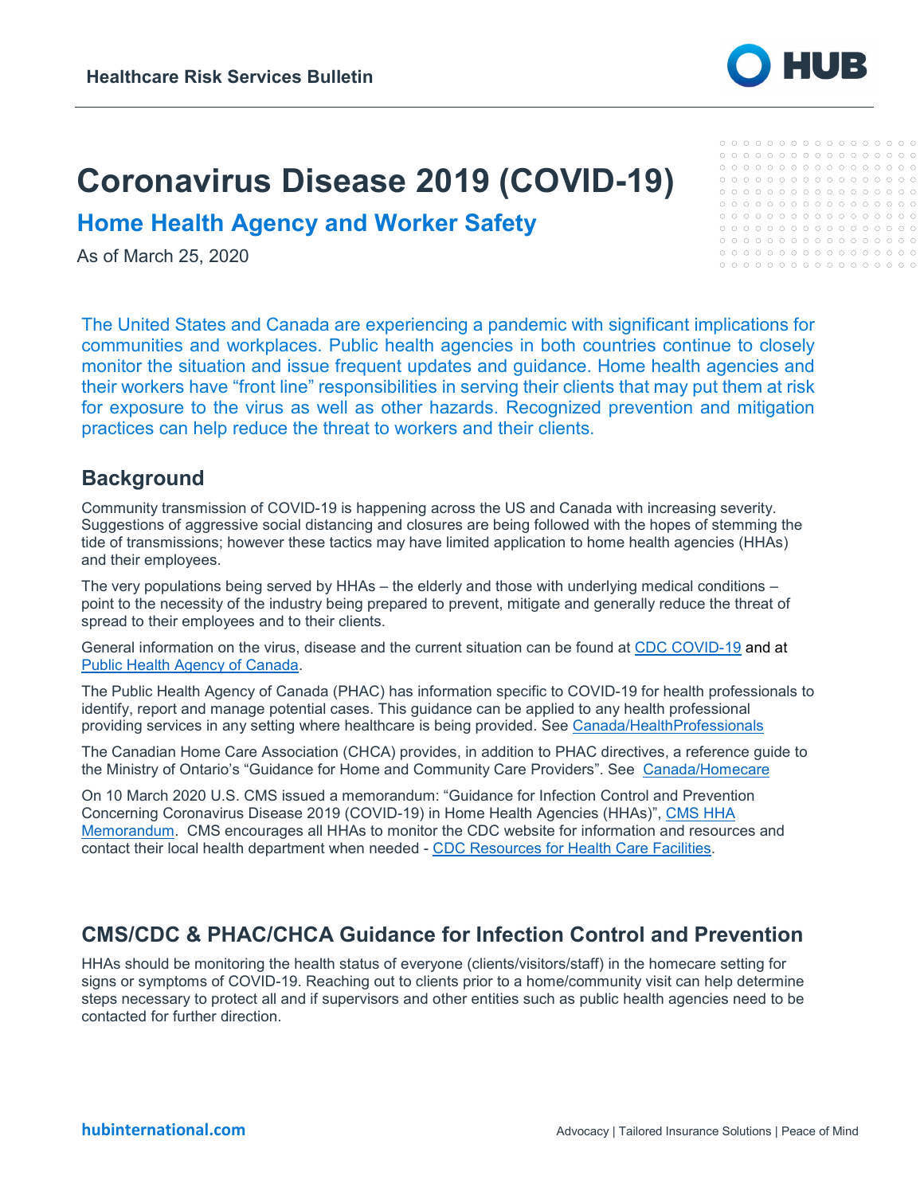Healthcare Risk Services Bulletin

# Coronavirus Disease 2019 (COVID-19)

## Home Health Agency and Worker Safety

As of March 25, 2020

The United States and Canada are experiencing a pandemic with significant implications for communities and workplaces. Public health agencies in both countries continue to closely monitor the situation and issue frequent updates and guidance. Home health agencies and their workers have "front line" responsibilities in serving their clients that may put them at risk for exposure to the virus as well as other hazards. Recognized prevention and mitigation practices can help reduce the threat to workers and their clients.

## Background

Community transmission of COVID-19 is happening across the US and Canada with increasing severity. Suggestions of aggressive social distancing and closures are being followed with the hopes of stemming the tide of transmissions; however these tactics may have limited application to home health agencies (HHAs) and their employees.

The very populations being served by HHAs – the elderly and those with underlying medical conditions – point to the necessity of the industry being prepared to prevent, mitigate and generally reduce the threat of spread to their employees and to their clients.

General information on the virus, disease and the current situation can be found at CDC COVID-19 and at Public Health Agency of Canada.

The Public Health Agency of Canada (PHAC) has information specific to COVID-19 for health professionals to identify, report and manage potential cases. This guidance can be applied to any health professional providing services in any setting where healthcare is being provided. See Canada/HealthProfessionals

The Canadian Home Care Association (CHCA) provides, in addition to PHAC directives, a reference guide to the Ministry of Ontario's "Guidance for Home and Community Care Providers". See Canada/Homecare

On 10 March 2020 U.S. CMS issued a memorandum: "Guidance for Infection Control and Prevention Concerning Coronavirus Disease 2019 (COVID-19) in Home Health Agencies (HHAs)", CMS HHA Memorandum. CMS encourages all HHAs to monitor the CDC website for information and resources and contact their local health department when needed - CDC Resources for Health Care Facilities.

## CMS/CDC & PHAC/CHCA Guidance for Infection Control and Prevention

HHAs should be monitoring the health status of everyone (clients/visitors/staff) in the homecare setting for signs or symptoms of COVID-19. Reaching out to clients prior to a home/community visit can help determine steps necessary to protect all and if supervisors and other entities such as public health agencies need to be contacted for further direction.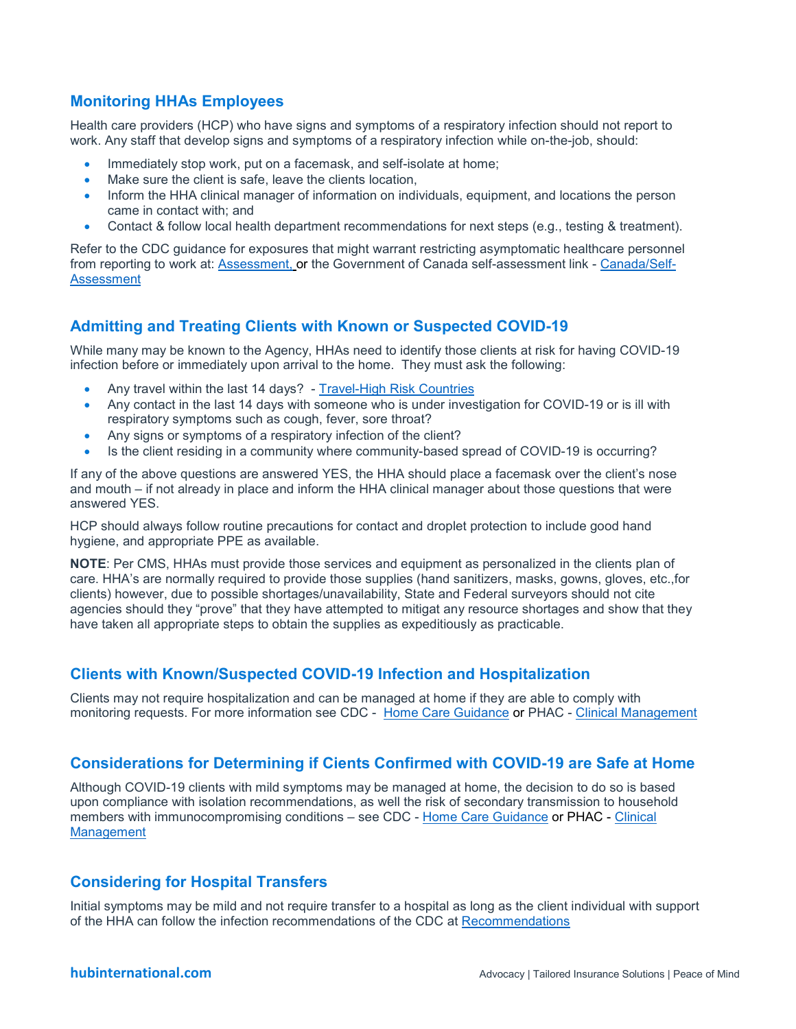## Monitoring HHAs Employees

Health care providers (HCP) who have signs and symptoms of a respiratory infection should not report to work. Any staff that develop signs and symptoms of a respiratory infection while on-the-job, should:

- Immediately stop work, put on a facemask, and self-isolate at home;
- Make sure the client is safe, leave the clients location,
- Inform the HHA clinical manager of information on individuals, equipment, and locations the person came in contact with; and
- Contact & follow local health department recommendations for next steps (e.g., testing & treatment).

Refer to the CDC guidance for exposures that might warrant restricting asymptomatic healthcare personnel from reporting to work at: Assessment, or the Government of Canada self-assessment link - Canada/Self-Assessment

## Admitting and Treating Clients with Known or Suspected COVID-19

While many may be known to the Agency, HHAs need to identify those clients at risk for having COVID-19 infection before or immediately upon arrival to the home. They must ask the following:

- Any travel within the last 14 days? - Travel-High Risk Countries
- Any contact in the last 14 days with someone who is under investigation for COVID-19 or is ill with respiratory symptoms such as cough, fever, sore throat?
- Any signs or symptoms of a respiratory infection of the client?
- Is the client residing in a community where community-based spread of COVID-19 is occurring?

If any of the above questions are answered YES, the HHA should place a facemask over the client's nose and mouth – if not already in place and inform the HHA clinical manager about those questions that were answered YES.

HCP should always follow routine precautions for contact and droplet protection to include good hand hygiene, and appropriate PPE as available.

**NOTE**: Per CMS, HHAs must provide those services and equipment as personalized in the clients plan of care. HHA's are normally required to provide those supplies (hand sanitizers, masks, gowns, gloves, etc.,for clients) however, due to possible shortages/unavailability, State and Federal surveyors should not cite agencies should they "prove" that they have attempted to mitigat any resource shortages and show that they have taken all appropriate steps to obtain the supplies as expeditiously as practicable.

## Clients with Known/Suspected COVID-19 Infection and Hospitalization

Clients may not require hospitalization and can be managed at home if they are able to comply with monitoring requests. For more information see CDC - Home Care Guidance or PHAC - Clinical Management

## Considerations for Determining if Cients Confirmed with COVID-19 are Safe at Home

Although COVID-19 clients with mild symptoms may be managed at home, the decision to do so is based upon compliance with isolation recommendations, as well the risk of secondary transmission to household members with immunocompromising conditions – see CDC - Home Care Guidance or PHAC - Clinical Management

## Considering for Hospital Transfers

Initial symptoms may be mild and not require transfer to a hospital as long as the client individual with support of the HHA can follow the infection recommendations of the CDC at Recommendations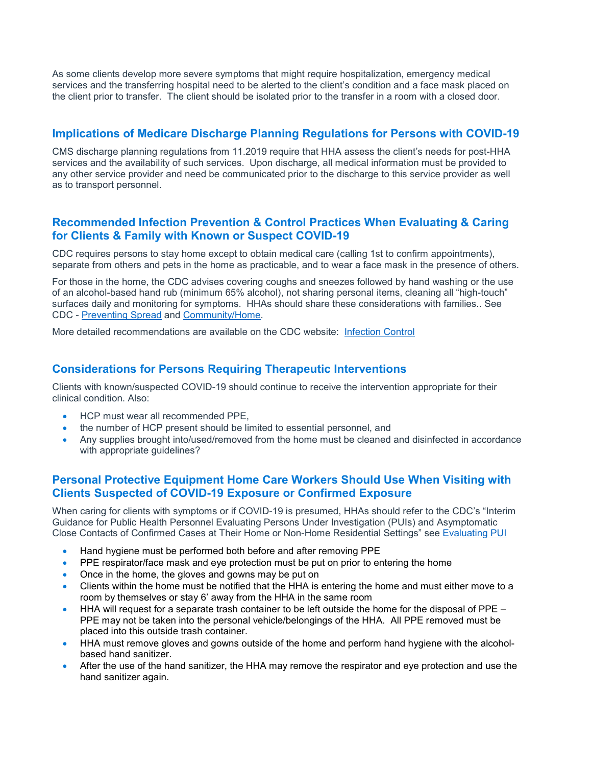As some clients develop more severe symptoms that might require hospitalization, emergency medical services and the transferring hospital need to be alerted to the client's condition and a face mask placed on the client prior to transfer. The client should be isolated prior to the transfer in a room with a closed door.

## Implications of Medicare Discharge Planning Regulations for Persons with COVID-19

CMS discharge planning regulations from 11.2019 require that HHA assess the client's needs for post-HHA services and the availability of such services. Upon discharge, all medical information must be provided to any other service provider and need be communicated prior to the discharge to this service provider as well as to transport personnel.

## Recommended Infection Prevention & Control Practices When Evaluating & Caring for Clients & Family with Known or Suspect COVID-19

CDC requires persons to stay home except to obtain medical care (calling 1st to confirm appointments), separate from others and pets in the home as practicable, and to wear a face mask in the presence of others.

For those in the home, the CDC advises covering coughs and sneezes followed by hand washing or the use of an alcohol-based hand rub (minimum 65% alcohol), not sharing personal items, cleaning all "high-touch" surfaces daily and monitoring for symptoms. HHAs should share these considerations with families.. See CDC - [Preventing Spread]() and [Community/Home]().

More detailed recommendations are available on the CDC website: [Infection Control]()

## Considerations for Persons Requiring Therapeutic Interventions

Clients with known/suspected COVID-19 should continue to receive the intervention appropriate for their clinical condition. Also:

- HCP must wear all recommended PPE,
- the number of HCP present should be limited to essential personnel, and
- Any supplies brought into/used/removed from the home must be cleaned and disinfected in accordance with appropriate guidelines?

## Personal Protective Equipment Home Care Workers Should Use When Visiting with Clients Suspected of COVID-19 Exposure or Confirmed Exposure

When caring for clients with symptoms or if COVID-19 is presumed, HHAs should refer to the CDC's "Interim Guidance for Public Health Personnel Evaluating Persons Under Investigation (PUIs) and Asymptomatic Close Contacts of Confirmed Cases at Their Home or Non-Home Residential Settings" see [Evaluating PUI]()

- Hand hygiene must be performed both before and after removing PPE
- PPE respirator/face mask and eye protection must be put on prior to entering the home
- Once in the home, the gloves and gowns may be put on
- Clients within the home must be notified that the HHA is entering the home and must either move to a room by themselves or stay 6' away from the HHA in the same room
- HHA will request for a separate trash container to be left outside the home for the disposal of PPE – PPE may not be taken into the personal vehicle/belongings of the HHA. All PPE removed must be placed into this outside trash container.
- HHA must remove gloves and gowns outside of the home and perform hand hygiene with the alcohol-based hand sanitizer.
- After the use of the hand sanitizer, the HHA may remove the respirator and eye protection and use the hand sanitizer again.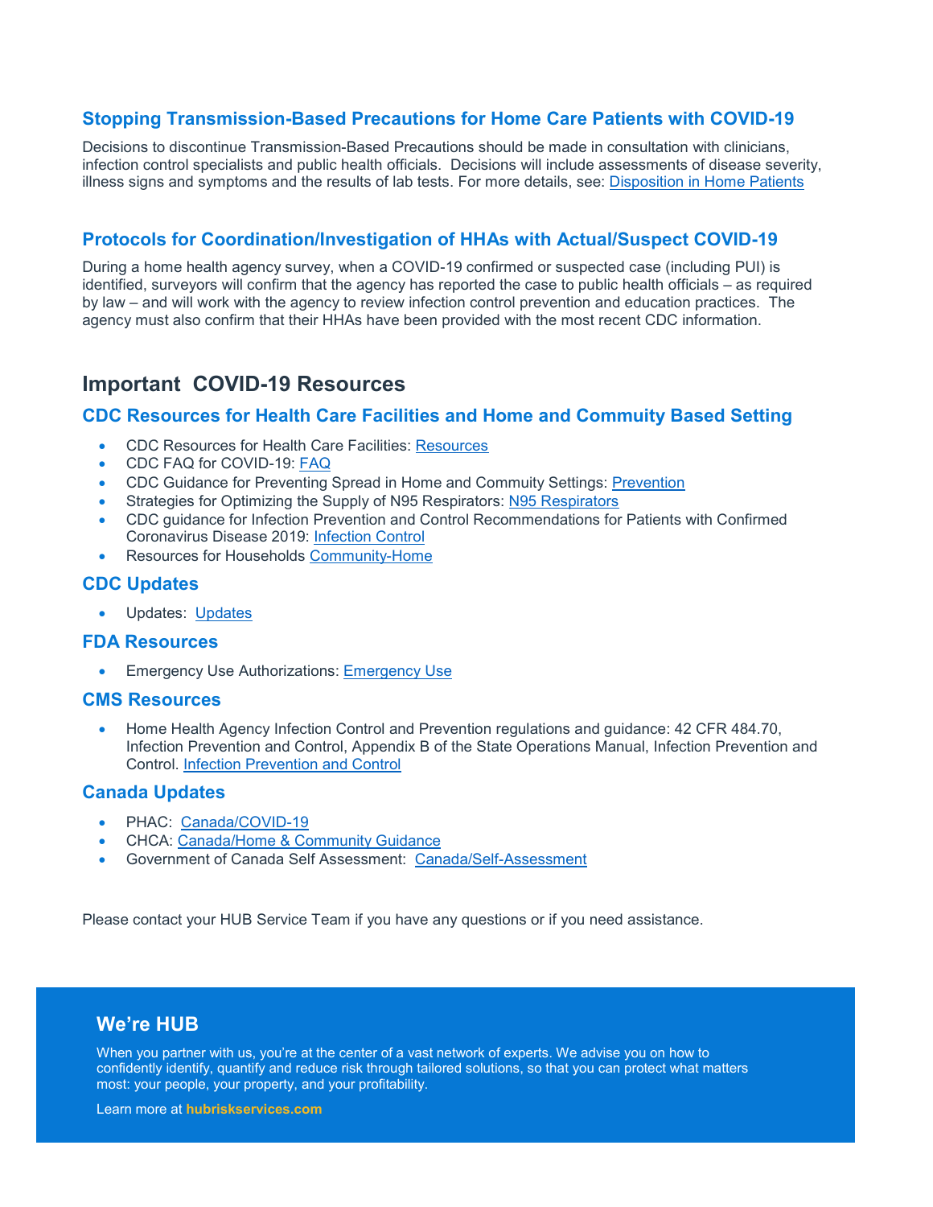### Stopping Transmission-Based Precautions for Home Care Patients with COVID-19

Decisions to discontinue Transmission-Based Precautions should be made in consultation with clinicians, infection control specialists and public health officials. Decisions will include assessments of disease severity, illness signs and symptoms and the results of lab tests. For more details, see: Disposition in Home Patients

### Protocols for Coordination/Investigation of HHAs with Actual/Suspect COVID-19

During a home health agency survey, when a COVID-19 confirmed or suspected case (including PUI) is identified, surveyors will confirm that the agency has reported the case to public health officials – as required by law – and will work with the agency to review infection control prevention and education practices. The agency must also confirm that their HHAs have been provided with the most recent CDC information.

## Important COVID-19 Resources

### CDC Resources for Health Care Facilities and Home and Commuity Based Setting

- CDC Resources for Health Care Facilities: Resources
- CDC FAQ for COVID-19: FAQ
- CDC Guidance for Preventing Spread in Home and Commuity Settings: Prevention
- Strategies for Optimizing the Supply of N95 Respirators: N95 Respirators
- CDC guidance for Infection Prevention and Control Recommendations for Patients with Confirmed Coronavirus Disease 2019: Infection Control
- Resources for Households Community-Home

### CDC Updates

- Updates: Updates

### FDA Resources

- Emergency Use Authorizations: Emergency Use

### CMS Resources

- Home Health Agency Infection Control and Prevention regulations and guidance: 42 CFR 484.70, Infection Prevention and Control, Appendix B of the State Operations Manual, Infection Prevention and Control. Infection Prevention and Control

### Canada Updates

- PHAC: Canada/COVID-19
- CHCA: Canada/Home & Community Guidance
- Government of Canada Self Assessment: Canada/Self-Assessment

Please contact your HUB Service Team if you have any questions or if you need assistance.

## We're HUB

When you partner with us, you're at the center of a vast network of experts. We advise you on how to confidently identify, quantify and reduce risk through tailored solutions, so that you can protect what matters most: your people, your property, and your profitability.

Learn more at **hubriskservices.com**